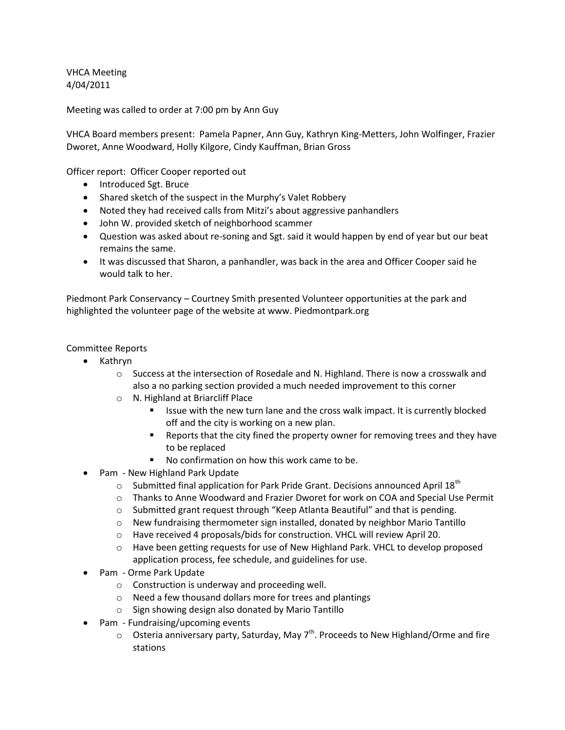VHCA Meeting
4/04/2011

Meeting was called to order at 7:00 pm by Ann Guy

VHCA Board members present: Pamela Papner, Ann Guy, Kathryn King-Metters, John Wolfinger, Frazier Dworet, Anne Woodward, Holly Kilgore, Cindy Kauffman, Brian Gross

Officer report: Officer Cooper reported out

- Introduced Sgt. Bruce
- Shared sketch of the suspect in the Murphy's Valet Robbery
- Noted they had received calls from Mitzi's about aggressive panhandlers
- John W. provided sketch of neighborhood scammer
- Question was asked about re-soning and Sgt. said it would happen by end of year but our beat remains the same.
- It was discussed that Sharon, a panhandler, was back in the area and Officer Cooper said he would talk to her.

Piedmont Park Conservancy – Courtney Smith presented Volunteer opportunities at the park and highlighted the volunteer page of the website at www. Piedmontpark.org

Committee Reports

- Kathryn
  - Success at the intersection of Rosedale and N. Highland. There is now a crosswalk and also a no parking section provided a much needed improvement to this corner
  - N. Highland at Briarcliff Place
    - Issue with the new turn lane and the cross walk impact. It is currently blocked off and the city is working on a new plan.
    - Reports that the city fined the property owner for removing trees and they have to be replaced
    - No confirmation on how this work came to be.
- Pam - New Highland Park Update
  - Submitted final application for Park Pride Grant. Decisions announced April 18th
  - Thanks to Anne Woodward and Frazier Dworet for work on COA and Special Use Permit
  - Submitted grant request through "Keep Atlanta Beautiful" and that is pending.
  - New fundraising thermometer sign installed, donated by neighbor Mario Tantillo
  - Have received 4 proposals/bids for construction. VHCL will review April 20.
  - Have been getting requests for use of New Highland Park. VHCL to develop proposed application process, fee schedule, and guidelines for use.
- Pam - Orme Park Update
  - Construction is underway and proceeding well.
  - Need a few thousand dollars more for trees and plantings
  - Sign showing design also donated by Mario Tantillo
- Pam - Fundraising/upcoming events
  - Osteria anniversary party, Saturday, May 7th. Proceeds to New Highland/Orme and fire stations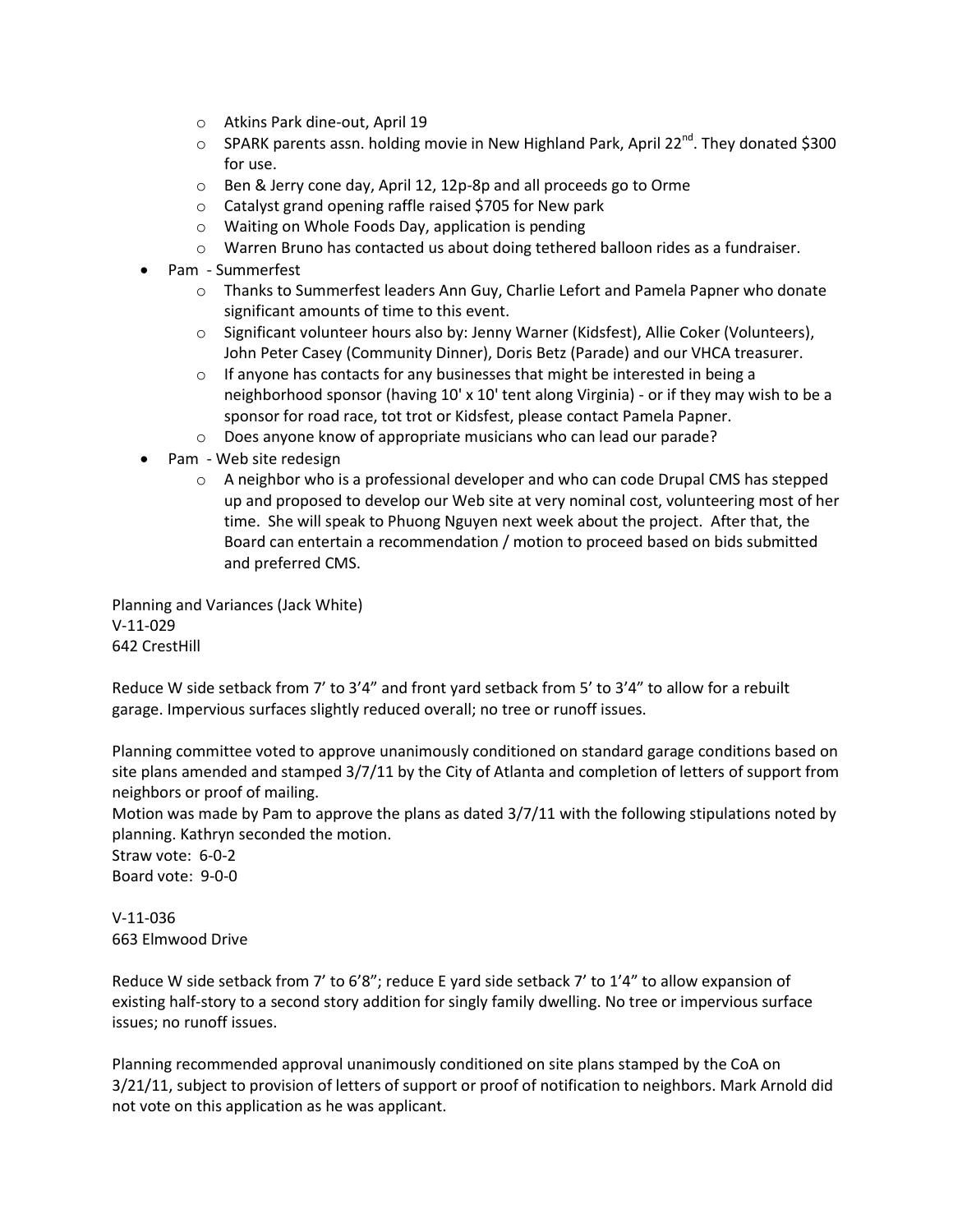- Atkins Park dine-out, April 19
    - SPARK parents assn. holding movie in New Highland Park, April 22nd. They donated $300 for use.
    - Ben & Jerry cone day, April 12, 12p-8p and all proceeds go to Orme
    - Catalyst grand opening raffle raised $705 for New park
    - Waiting on Whole Foods Day, application is pending
    - Warren Bruno has contacted us about doing tethered balloon rides as a fundraiser.
- Pam - Summerfest
    - Thanks to Summerfest leaders Ann Guy, Charlie Lefort and Pamela Papner who donate significant amounts of time to this event.
    - Significant volunteer hours also by: Jenny Warner (Kidsfest), Allie Coker (Volunteers), John Peter Casey (Community Dinner), Doris Betz (Parade) and our VHCA treasurer.
    - If anyone has contacts for any businesses that might be interested in being a neighborhood sponsor (having 10' x 10' tent along Virginia) - or if they may wish to be a sponsor for road race, tot trot or Kidsfest, please contact Pamela Papner.
    - Does anyone know of appropriate musicians who can lead our parade?
- Pam - Web site redesign
    - A neighbor who is a professional developer and who can code Drupal CMS has stepped up and proposed to develop our Web site at very nominal cost, volunteering most of her time. She will speak to Phuong Nguyen next week about the project. After that, the Board can entertain a recommendation / motion to proceed based on bids submitted and preferred CMS.

Planning and Variances (Jack White)
V-11-029
642 CrestHill

Reduce W side setback from 7' to 3'4" and front yard setback from 5' to 3'4" to allow for a rebuilt garage. Impervious surfaces slightly reduced overall; no tree or runoff issues.

Planning committee voted to approve unanimously conditioned on standard garage conditions based on site plans amended and stamped 3/7/11 by the City of Atlanta and completion of letters of support from neighbors or proof of mailing.
Motion was made by Pam to approve the plans as dated 3/7/11 with the following stipulations noted by planning. Kathryn seconded the motion.
Straw vote: 6-0-2
Board vote: 9-0-0

V-11-036
663 Elmwood Drive

Reduce W side setback from 7' to 6'8"; reduce E yard side setback 7' to 1'4" to allow expansion of existing half-story to a second story addition for singly family dwelling. No tree or impervious surface issues; no runoff issues.

Planning recommended approval unanimously conditioned on site plans stamped by the CoA on 3/21/11, subject to provision of letters of support or proof of notification to neighbors. Mark Arnold did not vote on this application as he was applicant.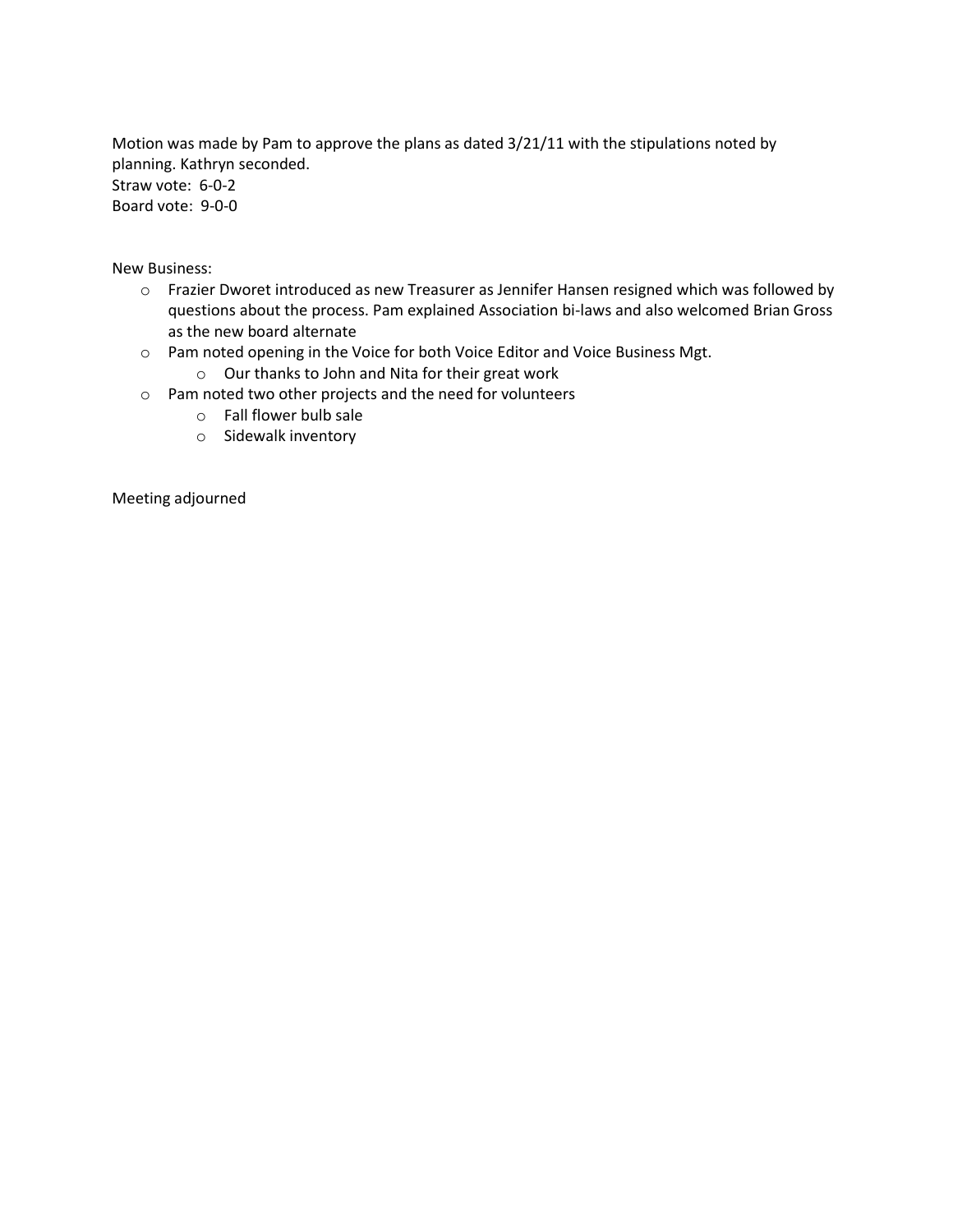Motion was made by Pam to approve the plans as dated 3/21/11 with the stipulations noted by planning. Kathryn seconded.
Straw vote: 6-0-2
Board vote: 9-0-0

New Business:

- Frazier Dworet introduced as new Treasurer as Jennifer Hansen resigned which was followed by questions about the process. Pam explained Association bi-laws and also welcomed Brian Gross as the new board alternate
- Pam noted opening in the Voice for both Voice Editor and Voice Business Mgt.
  - Our thanks to John and Nita for their great work
- Pam noted two other projects and the need for volunteers
  - Fall flower bulb sale
  - Sidewalk inventory

Meeting adjourned